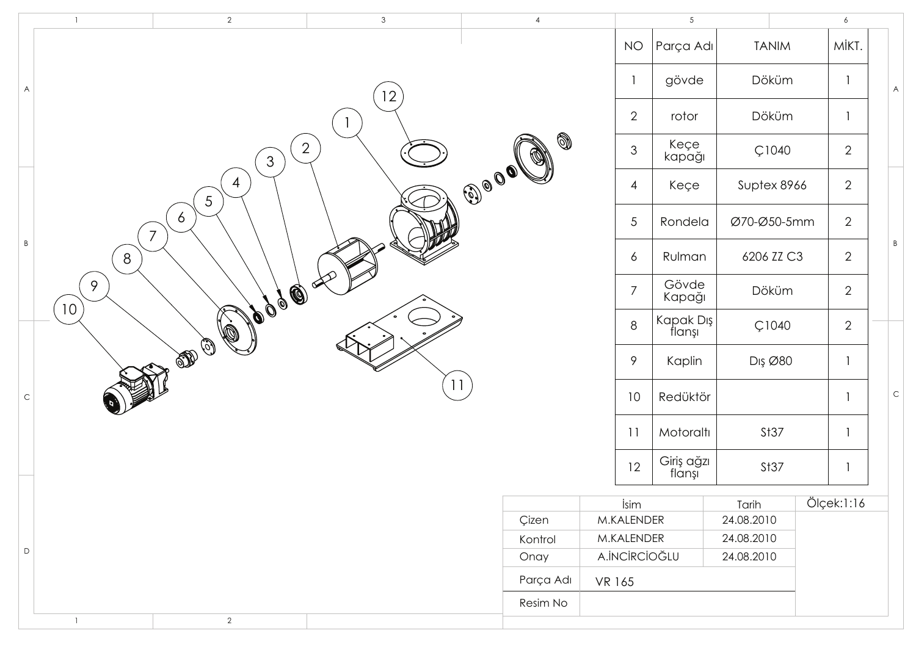| NO | Parça Adı | TANIM | MİKT. |
|---|---|---|---|
| 1 | gövde | Döküm | 1 |
| 2 | rotor | Döküm | 1 |
| 3 | Keçe kapağı | Ç1040 | 2 |
| 4 | Keçe | Suptex 8966 | 2 |
| 5 | Rondela | Ø70-Ø50-5mm | 2 |
| 6 | Rulman | 6206 ZZ C3 | 2 |
| 7 | Gövde Kapağı | Döküm | 2 |
| 8 | Kapak Dış flanşı | Ç1040 | 2 |
| 9 | Kaplin | Dış Ø80 | 1 |
| 10 | Redüktör | | 1 |
| 11 | Motoraltı | St37 | 1 |
| 12 | Giriş ağzı flanşı | St37 | 1 |

| | İsim | Tarih | Ölçek:1:16 |
|---|---|---|---|
| Çizen | M.KALENDER | 24.08.2010 | |
| Kontrol | M.KALENDER | 24.08.2010 | |
| Onay | A.İNCİRCİOĞLU | 24.08.2010 | |
| Parça Adı | VR 165 | | |
| Resim No | | | |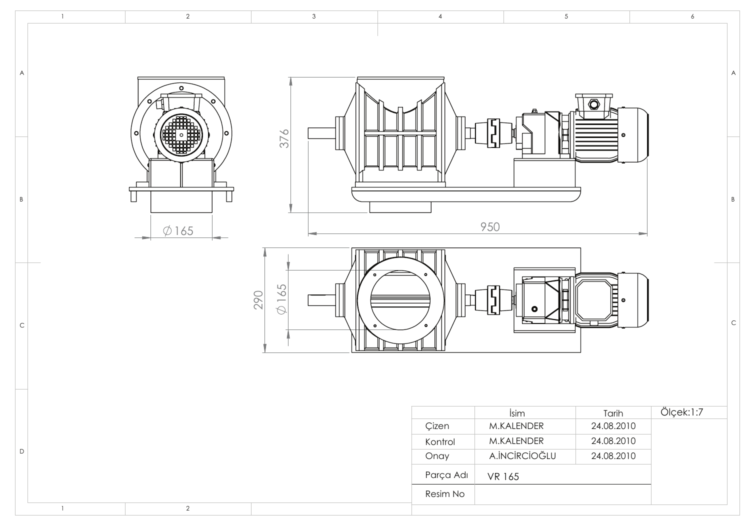376

950

∅165

290

∅165

Ölçek:1:7

| | İsim | Tarih |
|---|---|---|
| Çizen | M.KALENDER | 24.08.2010 |
| Kontrol | M.KALENDER | 24.08.2010 |
| Onay | A.İNCİRCİOĞLU | 24.08.2010 |
| Parça Adı | VR 165 | |
| Resim No | | |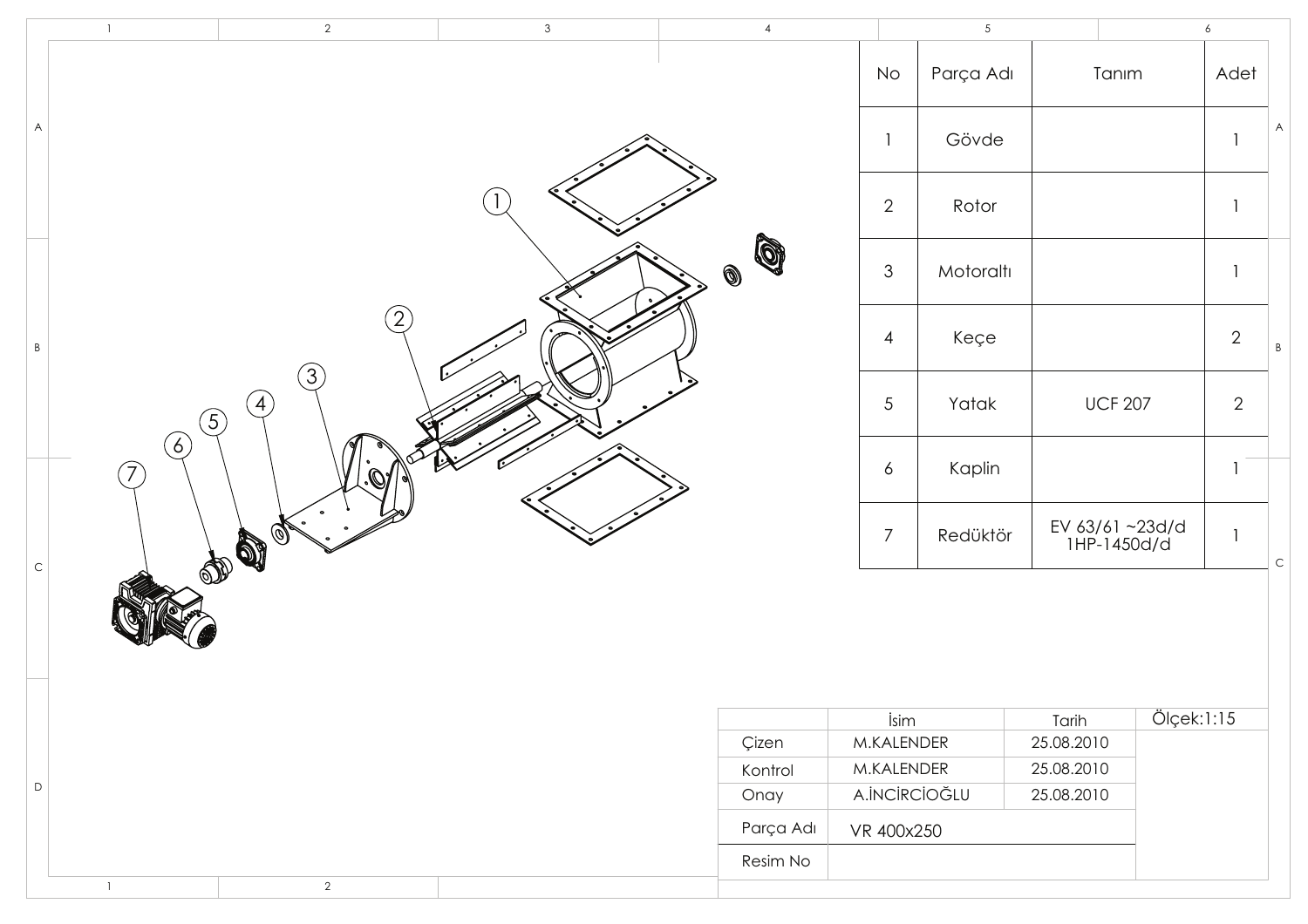| No | Parça Adı | Tanım | Adet |
|---|---|---|---|
| 1 | Gövde | | 1 |
| 2 | Rotor | | 1 |
| 3 | Motoraltı | | 1 |
| 4 | Keçe | | 2 |
| 5 | Yatak | UCF 207 | 2 |
| 6 | Kaplin | | 1 |
| 7 | Redüktör | EV 63/61 ~23d/d 1HP-1450d/d | 1 |

| | İsim | Tarih | Ölçek:1:15 |
|---|---|---|---|
| Çizen | M.KALENDER | 25.08.2010 | |
| Kontrol | M.KALENDER | 25.08.2010 | |
| Onay | A.İNCİRCİOĞLU | 25.08.2010 | |
| Parça Adı | VR 400x250 | | |
| Resim No | | | |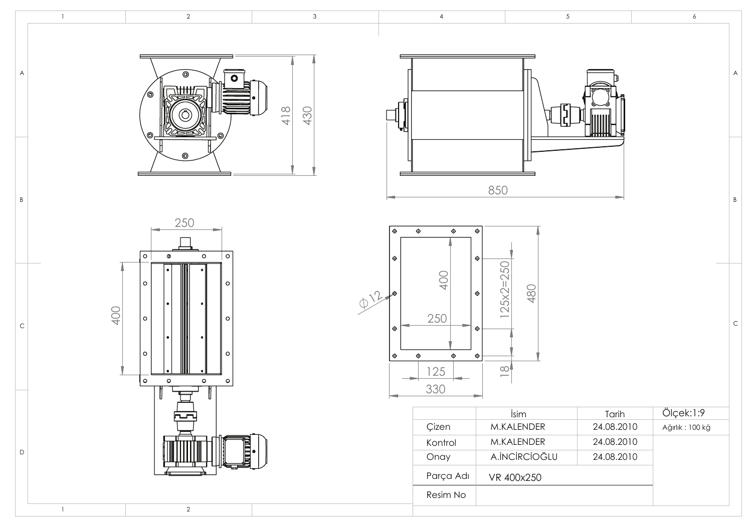| | İsim | Tarih | Ölçek:1:9 |
|---|---|---|---|
| Çizen | M.KALENDER | 24.08.2010 | Ağırlık : 100 kğ |
| Kontrol | M.KALENDER | 24.08.2010 | |
| Onay | A.İNCİRCİOĞLU | 24.08.2010 | |
| Parça Adı | VR 400x250 | | |
| Resim No | | | |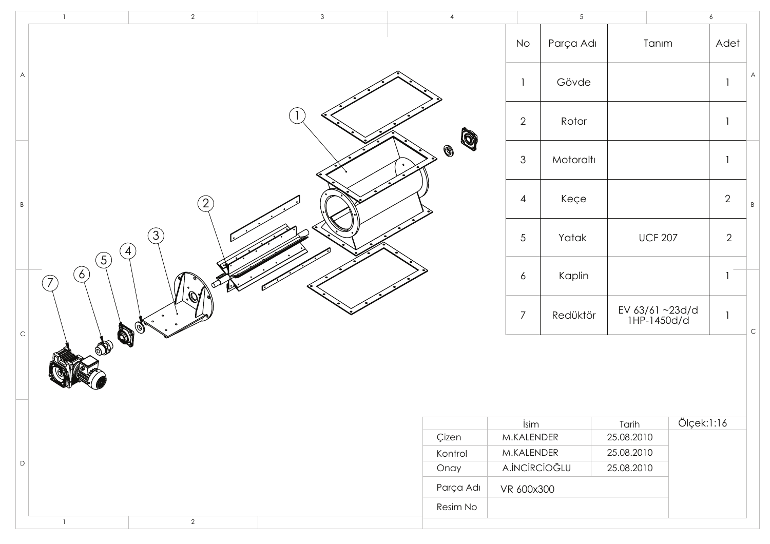| No | Parça Adı | Tanım | Adet |
|---|---|---|---|
| 1 | Gövde | | 1 |
| 2 | Rotor | | 1 |
| 3 | Motoraltı | | 1 |
| 4 | Keçe | | 2 |
| 5 | Yatak | UCF 207 | 2 |
| 6 | Kaplin | | 1 |
| 7 | Redüktör | EV 63/61 ~23d/d 1HP-1450d/d | 1 |

| | İsim | Tarih | Ölçek:1:16 |
|---|---|---|---|
| Çizen | M.KALENDER | 25.08.2010 | |
| Kontrol | M.KALENDER | 25.08.2010 | |
| Onay | A.İNCİRCİOĞLU | 25.08.2010 | |
| Parça Adı | VR 600x300 | | |
| Resim No | | | |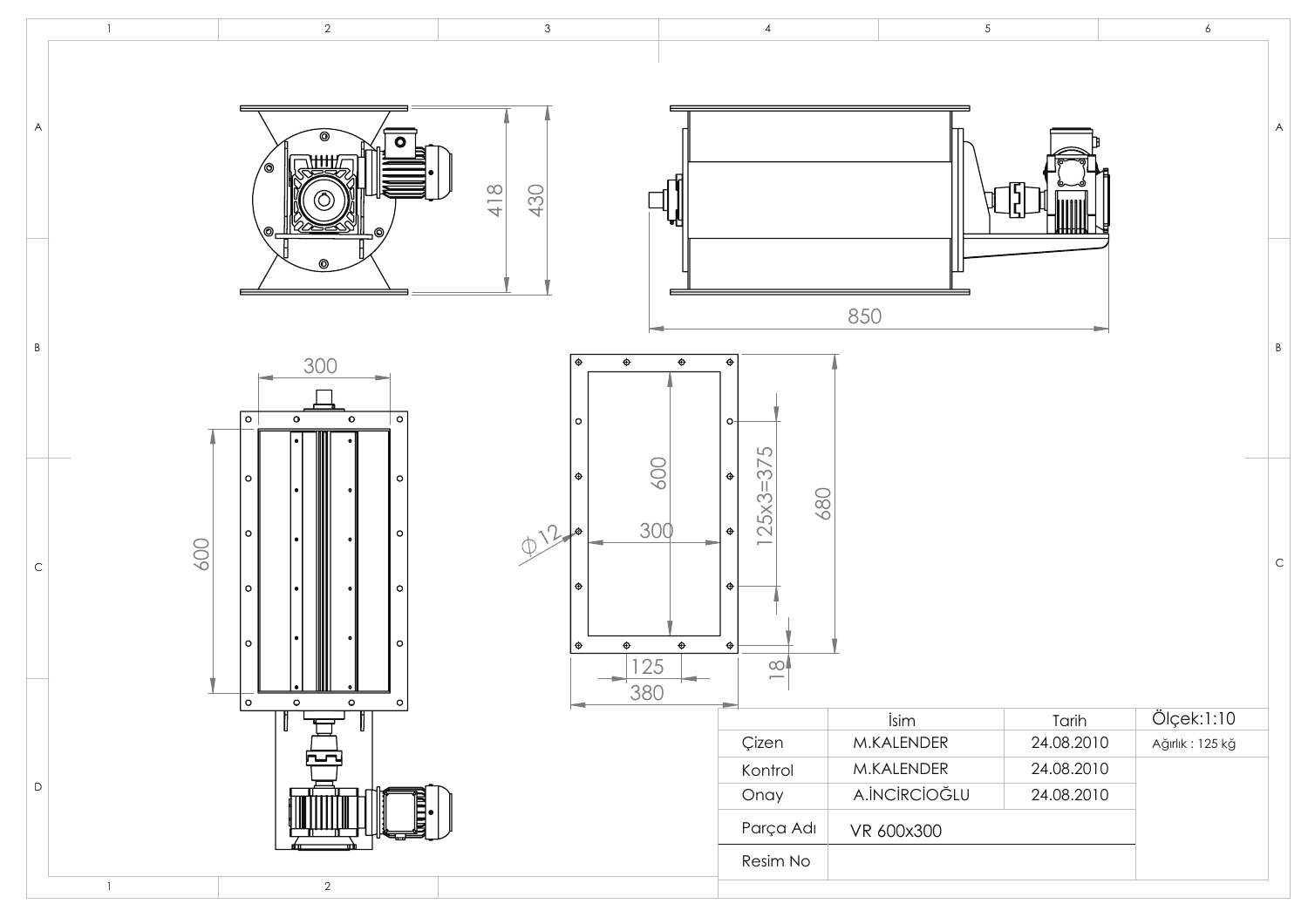418

430

850

300

600

600

300

125x3=375

680

Ø12

125

380

18

| | İsim | Tarih | Ölçek:1:10 |
|---|---|---|---|
| Çizen | M.KALENDER | 24.08.2010 | Ağırlık : 125 kğ |
| Kontrol | M.KALENDER | 24.08.2010 | |
| Onay | A.İNCİRCİOĞLU | 24.08.2010 | |
| Parça Adı | VR 600x300 | | |
| Resim No | | | |